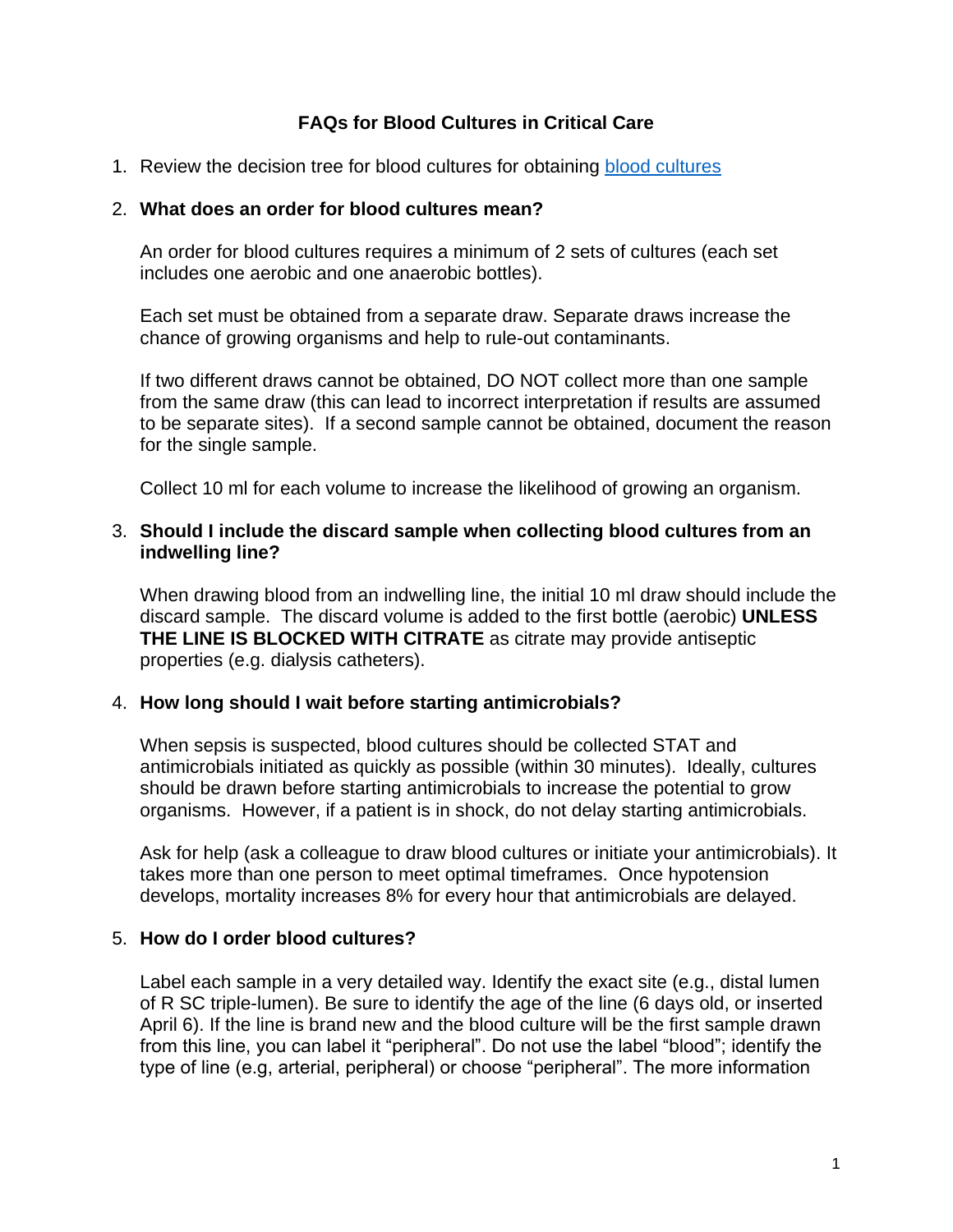# FAQs for Blood Cultures in Critical Care

1. Review the decision tree for blood cultures for obtaining blood cultures

2. **What does an order for blood cultures mean?**

   An order for blood cultures requires a minimum of 2 sets of cultures (each set includes one aerobic and one anaerobic bottles).

   Each set must be obtained from a separate draw. Separate draws increase the chance of growing organisms and help to rule-out contaminants.

   If two different draws cannot be obtained, DO NOT collect more than one sample from the same draw (this can lead to incorrect interpretation if results are assumed to be separate sites). If a second sample cannot be obtained, document the reason for the single sample.

   Collect 10 ml for each volume to increase the likelihood of growing an organism.

3. **Should I include the discard sample when collecting blood cultures from an indwelling line?**

   When drawing blood from an indwelling line, the initial 10 ml draw should include the discard sample. The discard volume is added to the first bottle (aerobic) **UNLESS THE LINE IS BLOCKED WITH CITRATE** as citrate may provide antiseptic properties (e.g. dialysis catheters).

4. **How long should I wait before starting antimicrobials?**

   When sepsis is suspected, blood cultures should be collected STAT and antimicrobials initiated as quickly as possible (within 30 minutes). Ideally, cultures should be drawn before starting antimicrobials to increase the potential to grow organisms. However, if a patient is in shock, do not delay starting antimicrobials.

   Ask for help (ask a colleague to draw blood cultures or initiate your antimicrobials). It takes more than one person to meet optimal timeframes. Once hypotension develops, mortality increases 8% for every hour that antimicrobials are delayed.

5. **How do I order blood cultures?**

   Label each sample in a very detailed way. Identify the exact site (e.g., distal lumen of R SC triple-lumen). Be sure to identify the age of the line (6 days old, or inserted April 6). If the line is brand new and the blood culture will be the first sample drawn from this line, you can label it "peripheral". Do not use the label "blood"; identify the type of line (e.g, arterial, peripheral) or choose "peripheral". The more information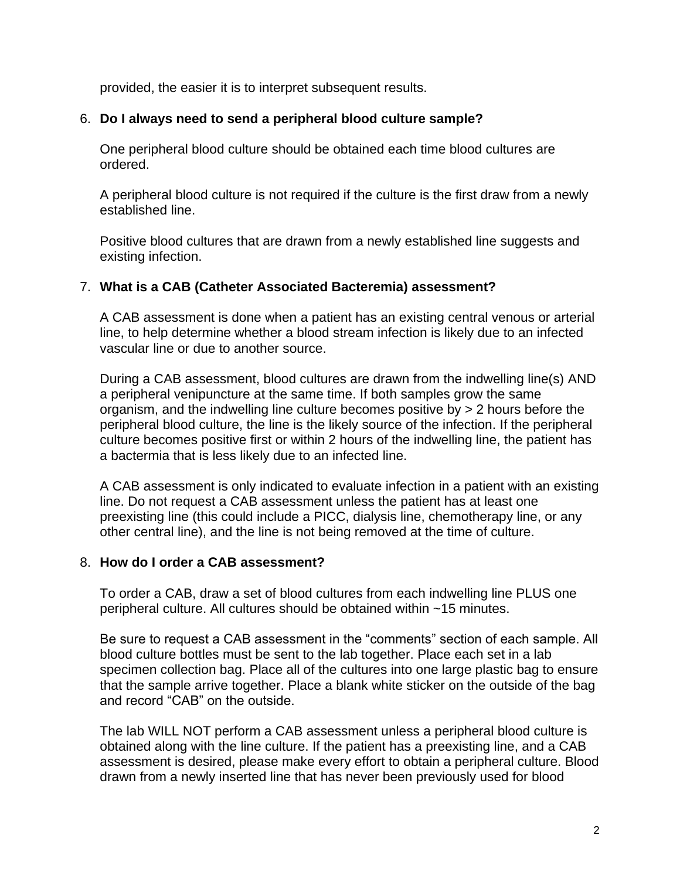provided, the easier it is to interpret subsequent results.

6. **Do I always need to send a peripheral blood culture sample?**

   One peripheral blood culture should be obtained each time blood cultures are ordered.

   A peripheral blood culture is not required if the culture is the first draw from a newly established line.

   Positive blood cultures that are drawn from a newly established line suggests and existing infection.

7. **What is a CAB (Catheter Associated Bacteremia) assessment?**

   A CAB assessment is done when a patient has an existing central venous or arterial line, to help determine whether a blood stream infection is likely due to an infected vascular line or due to another source.

   During a CAB assessment, blood cultures are drawn from the indwelling line(s) AND a peripheral venipuncture at the same time. If both samples grow the same organism, and the indwelling line culture becomes positive by > 2 hours before the peripheral blood culture, the line is the likely source of the infection. If the peripheral culture becomes positive first or within 2 hours of the indwelling line, the patient has a bactermia that is less likely due to an infected line.

   A CAB assessment is only indicated to evaluate infection in a patient with an existing line. Do not request a CAB assessment unless the patient has at least one preexisting line (this could include a PICC, dialysis line, chemotherapy line, or any other central line), and the line is not being removed at the time of culture.

8. **How do I order a CAB assessment?**

   To order a CAB, draw a set of blood cultures from each indwelling line PLUS one peripheral culture. All cultures should be obtained within ~15 minutes.

   Be sure to request a CAB assessment in the "comments" section of each sample. All blood culture bottles must be sent to the lab together. Place each set in a lab specimen collection bag. Place all of the cultures into one large plastic bag to ensure that the sample arrive together. Place a blank white sticker on the outside of the bag and record "CAB" on the outside.

   The lab WILL NOT perform a CAB assessment unless a peripheral blood culture is obtained along with the line culture. If the patient has a preexisting line, and a CAB assessment is desired, please make every effort to obtain a peripheral culture. Blood drawn from a newly inserted line that has never been previously used for blood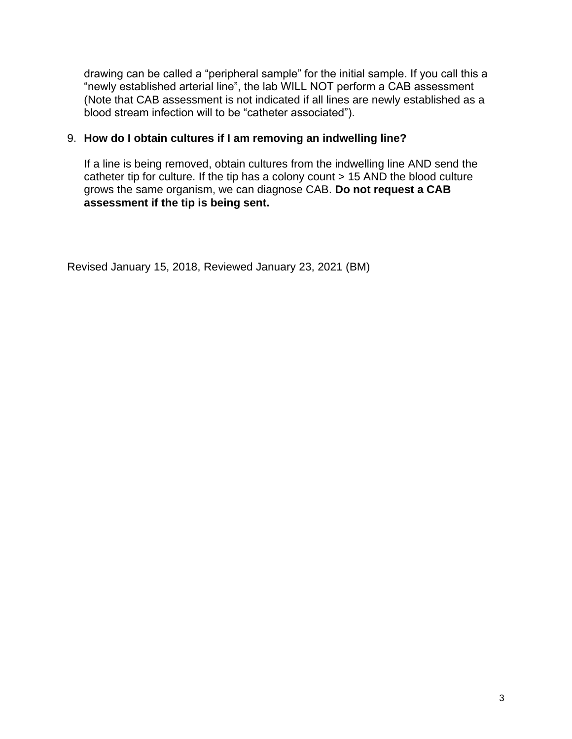drawing can be called a “peripheral sample” for the initial sample. If you call this a “newly established arterial line”, the lab WILL NOT perform a CAB assessment (Note that CAB assessment is not indicated if all lines are newly established as a blood stream infection will to be “catheter associated”).

9. **How do I obtain cultures if I am removing an indwelling line?**

   If a line is being removed, obtain cultures from the indwelling line AND send the catheter tip for culture. If the tip has a colony count > 15 AND the blood culture grows the same organism, we can diagnose CAB. **Do not request a CAB assessment if the tip is being sent.**

Revised January 15, 2018, Reviewed January 23, 2021 (BM)